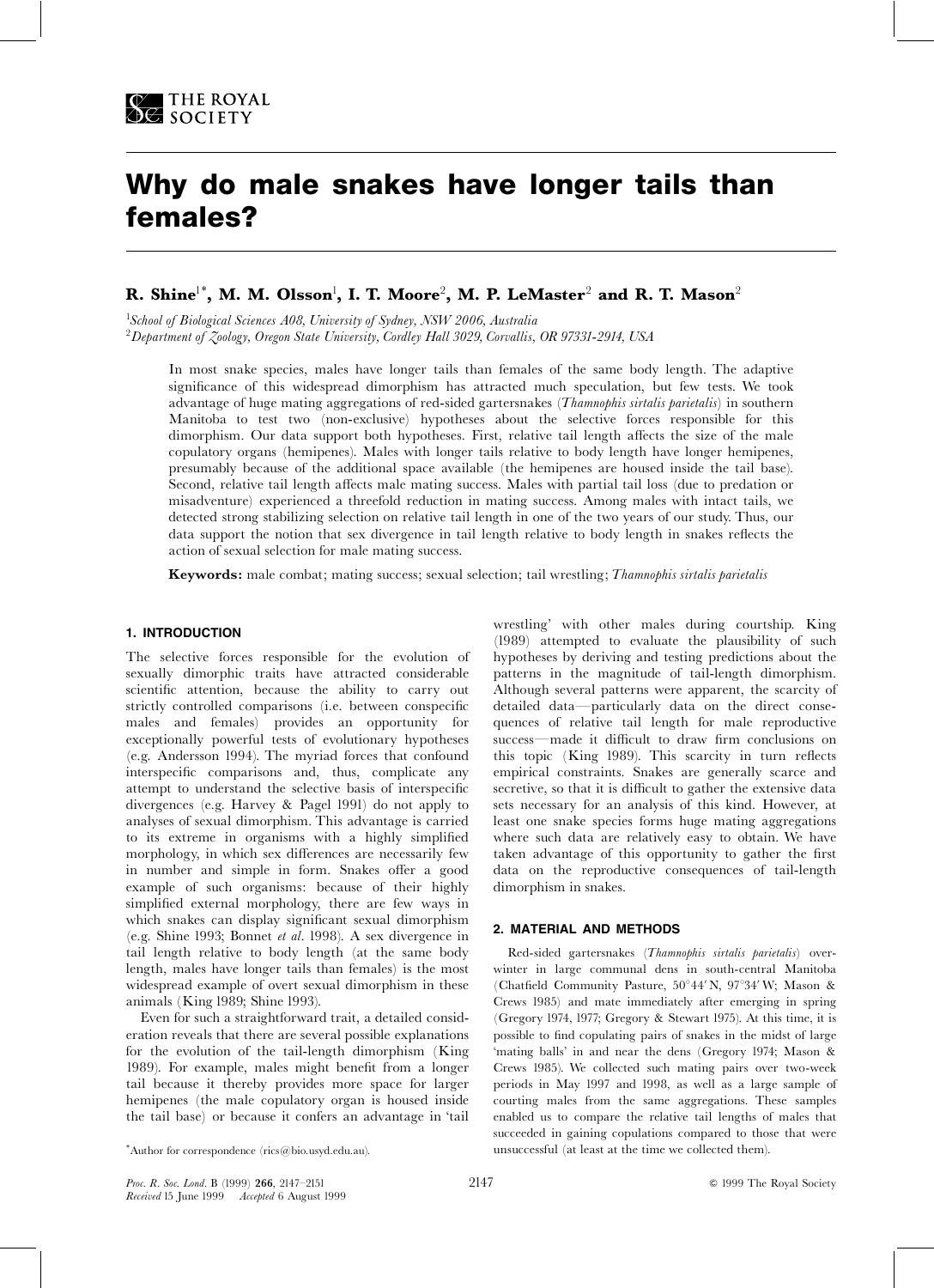# Why do male snakes have longer tails than females?

**R. Shine[1*], M. M. Olsson[1], I. T. Moore[2], M. P. LeMaster[2] and R. T. Mason[2]**

[1]*School of Biological Sciences A08, University of Sydney, NSW 2006, Australia*
[2]*Department of Zoology, Oregon State University, Cordley Hall 3029, Corvallis, OR 97331-2914, USA*

In most snake species, males have longer tails than females of the same body length. The adaptive significance of this widespread dimorphism has attracted much speculation, but few tests. We took advantage of huge mating aggregations of red-sided gartersnakes (*Thamnophis sirtalis parietalis*) in southern Manitoba to test two (non-exclusive) hypotheses about the selective forces responsible for this dimorphism. Our data support both hypotheses. First, relative tail length affects the size of the male copulatory organs (hemipenes). Males with longer tails relative to body length have longer hemipenes, presumably because of the additional space available (the hemipenes are housed inside the tail base). Second, relative tail length affects male mating success. Males with partial tail loss (due to predation or misadventure) experienced a threefold reduction in mating success. Among males with intact tails, we detected strong stabilizing selection on relative tail length in one of the two years of our study. Thus, our data support the notion that sex divergence in tail length relative to body length in snakes reflects the action of sexual selection for male mating success.

**Keywords:** male combat; mating success; sexual selection; tail wrestling; *Thamnophis sirtalis parietalis*

## 1. INTRODUCTION

The selective forces responsible for the evolution of sexually dimorphic traits have attracted considerable scientific attention, because the ability to carry out strictly controlled comparisons (i.e. between conspecific males and females) provides an opportunity for exceptionally powerful tests of evolutionary hypotheses (e.g. Andersson 1994). The myriad forces that confound interspecific comparisons and, thus, complicate any attempt to understand the selective basis of interspecific divergences (e.g. Harvey & Pagel 1991) do not apply to analyses of sexual dimorphism. This advantage is carried to its extreme in organisms with a highly simplified morphology, in which sex differences are necessarily few in number and simple in form. Snakes offer a good example of such organisms: because of their highly simplified external morphology, there are few ways in which snakes can display significant sexual dimorphism (e.g. Shine 1993; Bonnet *et al.* 1998). A sex divergence in tail length relative to body length (at the same body length, males have longer tails than females) is the most widespread example of overt sexual dimorphism in these animals (King 1989; Shine 1993).

Even for such a straightforward trait, a detailed consideration reveals that there are several possible explanations for the evolution of the tail-length dimorphism (King 1989). For example, males might benefit from a longer tail because it thereby provides more space for larger hemipenes (the male copulatory organ is housed inside the tail base) or because it confers an advantage in 'tail wrestling' with other males during courtship. King (1989) attempted to evaluate the plausibility of such hypotheses by deriving and testing predictions about the patterns in the magnitude of tail-length dimorphism. Although several patterns were apparent, the scarcity of detailed data—particularly data on the direct consequences of relative tail length for male reproductive success—made it difficult to draw firm conclusions on this topic (King 1989). This scarcity in turn reflects empirical constraints. Snakes are generally scarce and secretive, so that it is difficult to gather the extensive data sets necessary for an analysis of this kind. However, at least one snake species forms huge mating aggregations where such data are relatively easy to obtain. We have taken advantage of this opportunity to gather the first data on the reproductive consequences of tail-length dimorphism in snakes.

## 2. MATERIAL AND METHODS

Red-sided gartersnakes (*Thamnophis sirtalis parietalis*) overwinter in large communal dens in south-central Manitoba (Chatfield Community Pasture, 50°44′ N, 97°34′ W; Mason & Crews 1985) and mate immediately after emerging in spring (Gregory 1974, 1977; Gregory & Stewart 1975). At this time, it is possible to find copulating pairs of snakes in the midst of large 'mating balls' in and near the dens (Gregory 1974; Mason & Crews 1985). We collected such mating pairs over two-week periods in May 1997 and 1998, as well as a large sample of courting males from the same aggregations. These samples enabled us to compare the relative tail lengths of males that succeeded in gaining copulations compared to those that were unsuccessful (at least at the time we collected them).

*Author for correspondence (rics@bio.usyd.edu.au).

Received 15 June 1999 Accepted 6 August 1999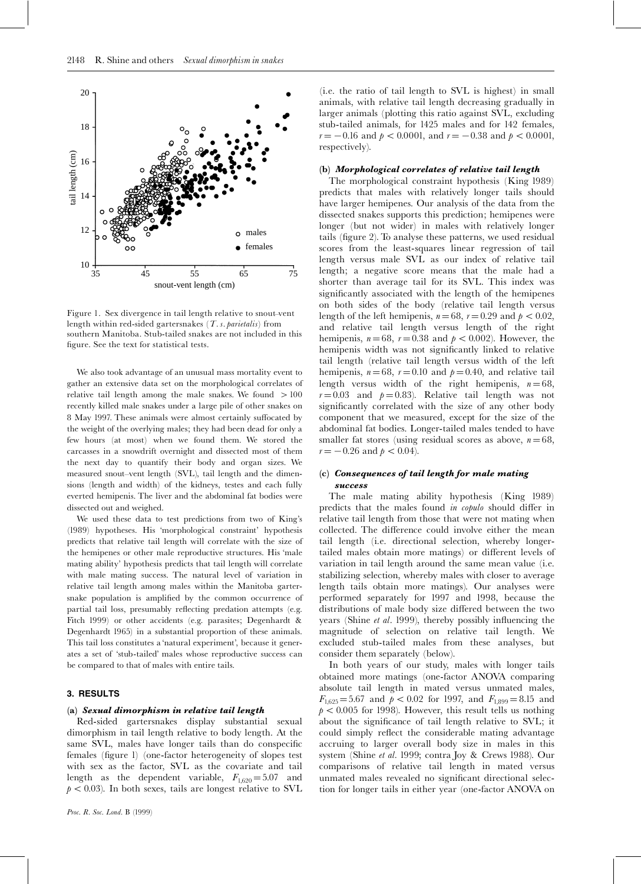Figure 1. Sex divergence in tail length relative to snout–vent length within red-sided gartersnakes (*T. s. parietalis*) from southern Manitoba. Stub-tailed snakes are not included in this figure. See the text for statistical tests.

We also took advantage of an unusual mass mortality event to gather an extensive data set on the morphological correlates of relative tail length among the male snakes. We found > 100 recently killed male snakes under a large pile of other snakes on 8 May 1997. These animals were almost certainly suffocated by the weight of the overlying males; they had been dead for only a few hours (at most) when we found them. We stored the carcasses in a snowdrift overnight and dissected most of them the next day to quantify their body and organ sizes. We measured snout–vent length (SVL), tail length and the dimensions (length and width) of the kidneys, testes and each fully everted hemipenis. The liver and the abdominal fat bodies were dissected out and weighed.

We used these data to test predictions from two of King's (1989) hypotheses. His 'morphological constraint' hypothesis predicts that relative tail length will correlate with the size of the hemipenes or other male reproductive structures. His 'male mating ability' hypothesis predicts that tail length will correlate with male mating success. The natural level of variation in relative tail length among males within the Manitoba gartersnake population is amplified by the common occurrence of partial tail loss, presumably reflecting predation attempts (e.g. Fitch 1999) or other accidents (e.g. parasites; Degenhardt & Degenhardt 1965) in a substantial proportion of these animals. This tail loss constitutes a 'natural experiment', because it generates a set of 'stub-tailed' males whose reproductive success can be compared to that of males with entire tails.

## 3. RESULTS

### (a) *Sexual dimorphism in relative tail length*

Red-sided gartersnakes display substantial sexual dimorphism in tail length relative to body length. At the same SVL, males have longer tails than do conspecific females (figure 1) (one-factor heterogeneity of slopes test with sex as the factor, SVL as the covariate and tail length as the dependent variable, $F_{1,620} = 5.07$ and $p < 0.03$). In both sexes, tails are longest relative to SVL (i.e. the ratio of tail length to SVL is highest) in small animals, with relative tail length decreasing gradually in larger animals (plotting this ratio against SVL, excluding stub-tailed animals, for 1425 males and for 142 females, $r = -0.16$ and $p < 0.0001$, and $r = -0.38$ and $p < 0.0001$, respectively).

### (b) *Morphological correlates of relative tail length*

The morphological constraint hypothesis (King 1989) predicts that males with relatively longer tails should have larger hemipenes. Our analysis of the data from the dissected snakes supports this prediction; hemipenes were longer (but not wider) in males with relatively longer tails (figure 2). To analyse these patterns, we used residual scores from the least-squares linear regression of tail length versus male SVL as our index of relative tail length; a negative score means that the male had a shorter than average tail for its SVL. This index was significantly associated with the length of the hemipenes on both sides of the body (relative tail length versus length of the left hemipenis, $n = 68$, $r = 0.29$ and $p < 0.02$, and relative tail length versus length of the right hemipenis, $n = 68$, $r = 0.38$ and $p < 0.002$). However, the hemipenis width was not significantly linked to relative tail length (relative tail length versus width of the left hemipenis, $n = 68$, $r = 0.10$ and $p = 0.40$, and relative tail length versus width of the right hemipenis, $n = 68$, $r = 0.03$ and $p = 0.83$). Relative tail length was not significantly correlated with the size of any other body component that we measured, except for the size of the abdominal fat bodies. Longer-tailed males tended to have smaller fat stores (using residual scores as above, $n = 68$, $r = -0.26$ and $p < 0.04$).

### (c) *Consequences of tail length for male mating success*

The male mating ability hypothesis (King 1989) predicts that the males found *in copulo* should differ in relative tail length from those that were not mating when collected. The difference could involve either the mean tail length (i.e. directional selection, whereby longer-tailed males obtain more matings) or different levels of variation in tail length around the same mean value (i.e. stabilizing selection, whereby males with closer to average length tails obtain more matings). Our analyses were performed separately for 1997 and 1998, because the distributions of male body size differed between the two years (Shine *et al*. 1999), thereby possibly influencing the magnitude of selection on relative tail length. We excluded stub-tailed males from these analyses, but consider them separately (below).

In both years of our study, males with longer tails obtained more matings (one-factor ANOVA comparing absolute tail length in mated versus unmated males, $F_{1,625} = 5.67$ and $p < 0.02$ for 1997, and $F_{1,899} = 8.15$ and $p < 0.005$ for 1998). However, this result tells us nothing about the significance of tail length relative to SVL; it could simply reflect the considerable mating advantage accruing to larger overall body size in males in this system (Shine *et al*. 1999; contra Joy & Crews 1988). Our comparisons of relative tail length in mated versus unmated males revealed no significant directional selection for longer tails in either year (one-factor ANOVA on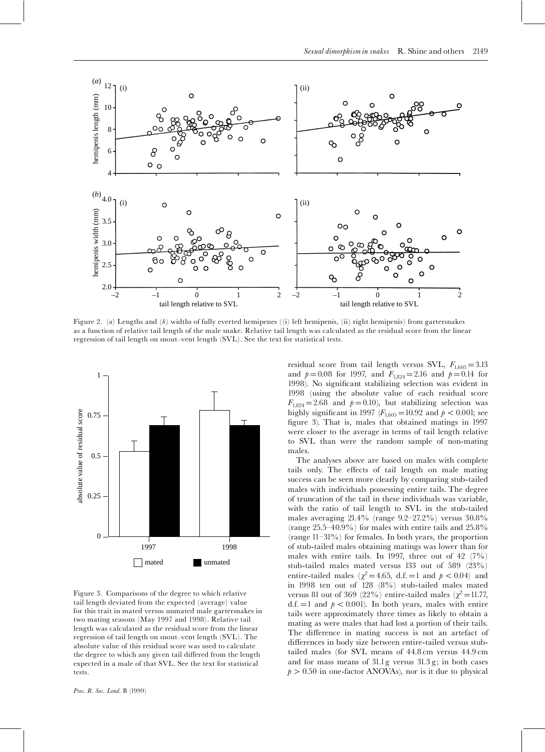Figure 2. (*a*) Lengths and (*b*) widths of fully everted hemipenes ((i) left hemipenis, (ii) right hemipenis) from gartersnakes as a function of relative tail length of the male snake. Relative tail length was calculated as the residual score from the linear regression of tail length on snout–vent length (SVL). See the text for statistical tests.

Figure 3. Comparisons of the degree to which relative tail length deviated from the expected (average) value for this trait in mated versus unmated male gartersnakes in two mating seasons (May 1997 and 1998). Relative tail length was calculated as the residual score from the linear regression of tail length on snout–vent length (SVL). The absolute value of this residual score was used to calculate the degree to which any given tail differed from the length expected in a male of that SVL. See the text for statistical tests.

residual score from tail length versus SVL, $F_{1,605} = 3.13$ and $p = 0.08$ for 1997, and $F_{1,824} = 2.16$ and $p = 0.14$ for 1998). No significant stabilizing selection was evident in 1998 (using the absolute value of each residual score $F_{1,824} = 2.68$ and $p = 0.10$), but stabilizing selection was highly significant in 1997 ($F_{1,605} = 10.92$ and $p < 0.001$; see figure 3). That is, males that obtained matings in 1997 were closer to the average in terms of tail length relative to SVL than were the random sample of non-mating males.

The analyses above are based on males with complete tails only. The effects of tail length on male mating success can be seen more clearly by comparing stub-tailed males with individuals possessing entire tails. The degree of truncation of the tail in these individuals was variable, with the ratio of tail length to SVL in the stub-tailed males averaging 21.4% (range 9.2–27.2%) versus 30.8% (range 25.5–40.9%) for males with entire tails and 25.8% (range 11–31%) for females. In both years, the proportion of stub-tailed males obtaining matings was lower than for males with entire tails. In 1997, three out of 42 (7%) stub-tailed males mated versus 133 out of 589 (23%) entire-tailed males ($\chi^2 = 4.65$, d.f. $= 1$ and $p < 0.04$) and in 1998 ten out of 128 (8%) stub-tailed males mated versus 81 out of 369 (22%) entire-tailed males ($\chi^2 = 11.77$, d.f. $= 1$ and $p < 0.001$). In both years, males with entire tails were approximately three times as likely to obtain a mating as were males that had lost a portion of their tails. The difference in mating success is not an artefact of differences in body size between entire-tailed versus stub-tailed males (for SVL means of 44.8 cm versus 44.9 cm and for mass means of 31.1 g versus 31.3 g; in both cases $p > 0.50$ in one-factor ANOVAs), nor is it due to physical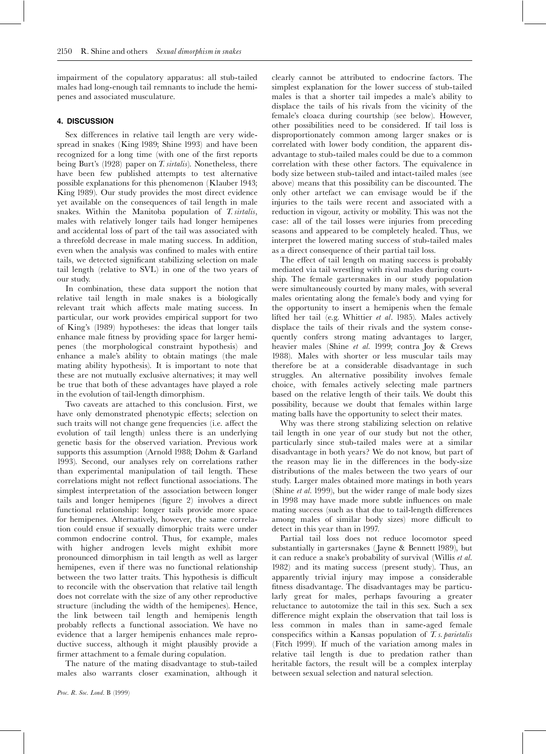impairment of the copulatory apparatus: all stub-tailed males had long-enough tail remnants to include the hemipenes and associated musculature.

## 4. DISCUSSION

Sex differences in relative tail length are very widespread in snakes (King 1989; Shine 1993) and have been recognized for a long time (with one of the first reports being Burt's (1928) paper on *T. sirtalis*). Nonetheless, there have been few published attempts to test alternative possible explanations for this phenomenon (Klauber 1943; King 1989). Our study provides the most direct evidence yet available on the consequences of tail length in male snakes. Within the Manitoba population of *T. sirtalis*, males with relatively longer tails had longer hemipenes and accidental loss of part of the tail was associated with a threefold decrease in male mating success. In addition, even when the analysis was confined to males with entire tails, we detected significant stabilizing selection on male tail length (relative to SVL) in one of the two years of our study.

In combination, these data support the notion that relative tail length in male snakes is a biologically relevant trait which affects male mating success. In particular, our work provides empirical support for two of King's (1989) hypotheses: the ideas that longer tails enhance male fitness by providing space for larger hemipenes (the morphological constraint hypothesis) and enhance a male's ability to obtain matings (the male mating ability hypothesis). It is important to note that these are not mutually exclusive alternatives; it may well be true that both of these advantages have played a role in the evolution of tail-length dimorphism.

Two caveats are attached to this conclusion. First, we have only demonstrated phenotypic effects; selection on such traits will not change gene frequencies (i.e. affect the evolution of tail length) unless there is an underlying genetic basis for the observed variation. Previous work supports this assumption (Arnold 1988; Dohm & Garland 1993). Second, our analyses rely on correlations rather than experimental manipulation of tail length. These correlations might not reflect functional associations. The simplest interpretation of the association between longer tails and longer hemipenes (figure 2) involves a direct functional relationship: longer tails provide more space for hemipenes. Alternatively, however, the same correlation could ensue if sexually dimorphic traits were under common endocrine control. Thus, for example, males with higher androgen levels might exhibit more pronounced dimorphism in tail length as well as larger hemipenes, even if there was no functional relationship between the two latter traits. This hypothesis is difficult to reconcile with the observation that relative tail length does not correlate with the size of any other reproductive structure (including the width of the hemipenes). Hence, the link between tail length and hemipenis length probably reflects a functional association. We have no evidence that a larger hemipenis enhances male reproductive success, although it might plausibly provide a firmer attachment to a female during copulation.

The nature of the mating disadvantage to stub-tailed males also warrants closer examination, although it clearly cannot be attributed to endocrine factors. The simplest explanation for the lower success of stub-tailed males is that a shorter tail impedes a male's ability to displace the tails of his rivals from the vicinity of the female's cloaca during courtship (see below). However, other possibilities need to be considered. If tail loss is disproportionately common among larger snakes or is correlated with lower body condition, the apparent disadvantage to stub-tailed males could be due to a common correlation with these other factors. The equivalence in body size between stub-tailed and intact-tailed males (see above) means that this possibility can be discounted. The only other artefact we can envisage would be if the injuries to the tails were recent and associated with a reduction in vigour, activity or mobility. This was not the case: all of the tail losses were injuries from preceding seasons and appeared to be completely healed. Thus, we interpret the lowered mating success of stub-tailed males as a direct consequence of their partial tail loss.

The effect of tail length on mating success is probably mediated via tail wrestling with rival males during courtship. The female gartersnakes in our study population were simultaneously courted by many males, with several males orientating along the female's body and vying for the opportunity to insert a hemipenis when the female lifted her tail (e.g. Whittier *et al.* 1985). Males actively displace the tails of their rivals and the system consequently confers strong mating advantages to larger, heavier males (Shine *et al.* 1999; contra Joy & Crews 1988). Males with shorter or less muscular tails may therefore be at a considerable disadvantage in such struggles. An alternative possibility involves female choice, with females actively selecting male partners based on the relative length of their tails. We doubt this possibility, because we doubt that females within large mating balls have the opportunity to select their mates.

Why was there strong stabilizing selection on relative tail length in one year of our study but not the other, particularly since stub-tailed males were at a similar disadvantage in both years? We do not know, but part of the reason may lie in the differences in the body-size distributions of the males between the two years of our study. Larger males obtained more matings in both years (Shine *et al.* 1999), but the wider range of male body sizes in 1998 may have made more subtle influences on male mating success (such as that due to tail-length differences among males of similar body sizes) more difficult to detect in this year than in 1997.

Partial tail loss does not reduce locomotor speed substantially in gartersnakes (Jayne & Bennett 1989), but it can reduce a snake's probability of survival (Willis *et al.* 1982) and its mating success (present study). Thus, an apparently trivial injury may impose a considerable fitness disadvantage. The disadvantages may be particularly great for males, perhaps favouring a greater reluctance to autotomize the tail in this sex. Such a sex difference might explain the observation that tail loss is less common in males than in same-aged female conspecifics within a Kansas population of *T. s. parietalis* (Fitch 1999). If much of the variation among males in relative tail length is due to predation rather than heritable factors, the result will be a complex interplay between sexual selection and natural selection.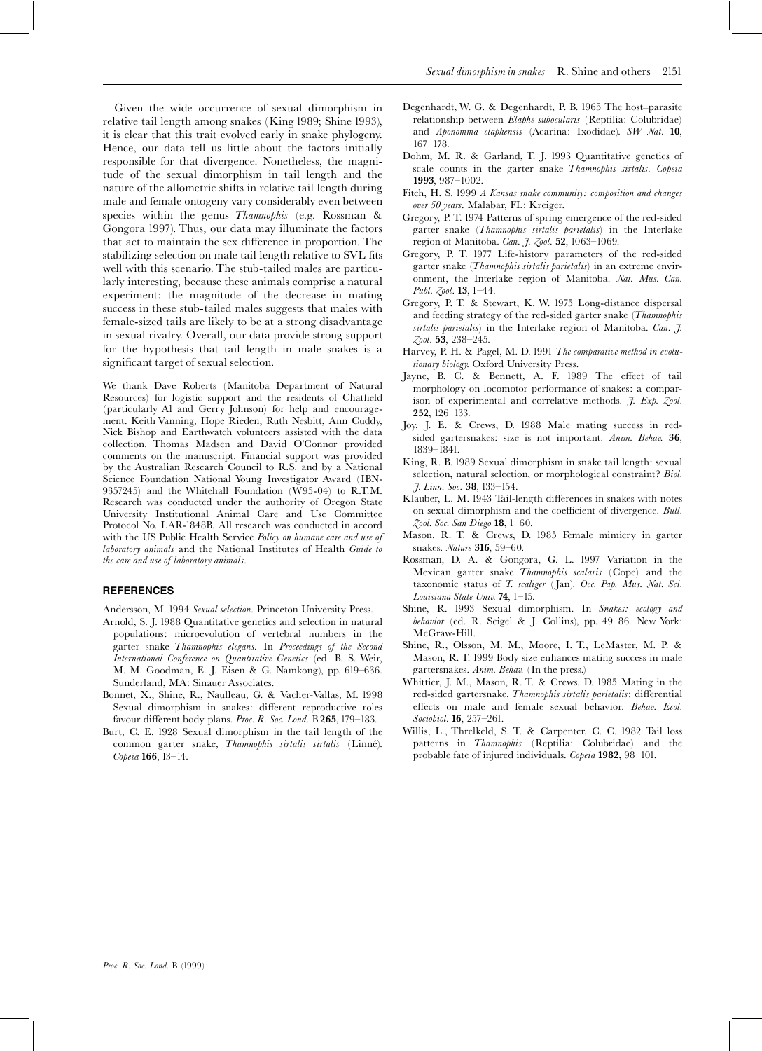Given the wide occurrence of sexual dimorphism in relative tail length among snakes (King 1989; Shine 1993), it is clear that this trait evolved early in snake phylogeny. Hence, our data tell us little about the factors initially responsible for that divergence. Nonetheless, the magnitude of the sexual dimorphism in tail length and the nature of the allometric shifts in relative tail length during male and female ontogeny vary considerably even between species within the genus *Thamnophis* (e.g. Rossman & Gongora 1997). Thus, our data may illuminate the factors that act to maintain the sex difference in proportion. The stabilizing selection on male tail length relative to SVL fits well with this scenario. The stub-tailed males are particularly interesting, because these animals comprise a natural experiment: the magnitude of the decrease in mating success in these stub-tailed males suggests that males with female-sized tails are likely to be at a strong disadvantage in sexual rivalry. Overall, our data provide strong support for the hypothesis that tail length in male snakes is a significant target of sexual selection.

We thank Dave Roberts (Manitoba Department of Natural Resources) for logistic support and the residents of Chatfield (particularly Al and Gerry Johnson) for help and encouragement. Keith Vanning, Hope Rieden, Ruth Nesbitt, Ann Cuddy, Nick Bishop and Earthwatch volunteers assisted with the data collection. Thomas Madsen and David O'Connor provided comments on the manuscript. Financial support was provided by the Australian Research Council to R.S. and by a National Science Foundation National Young Investigator Award (IBN-9357245) and the Whitehall Foundation (W95-04) to R.T.M. Research was conducted under the authority of Oregon State University Institutional Animal Care and Use Committee Protocol No. LAR-1848B. All research was conducted in accord with the US Public Health Service *Policy on humane care and use of laboratory animals* and the National Institutes of Health *Guide to the care and use of laboratory animals*.

## REFERENCES

Andersson, M. 1994 *Sexual selection*. Princeton University Press.

Arnold, S. J. 1988 Quantitative genetics and selection in natural populations: microevolution of vertebral numbers in the garter snake *Thamnophis elegans*. In *Proceedings of the Second International Conference on Quantitative Genetics* (ed. B. S. Weir, M. M. Goodman, E. J. Eisen & G. Namkong), pp. 619–636. Sunderland, MA: Sinauer Associates.

Bonnet, X., Shine, R., Naulleau, G. & Vacher-Vallas, M. 1998 Sexual dimorphism in snakes: different reproductive roles favour different body plans. *Proc. R. Soc. Lond.* B **265**, 179–183.

Burt, C. E. 1928 Sexual dimorphism in the tail length of the common garter snake, *Thamnophis sirtalis sirtalis* (Linné). *Copeia* **166**, 13–14.

Degenhardt, W. G. & Degenhardt, P. B. 1965 The host–parasite relationship between *Elaphe subocularis* (Reptilia: Colubridae) and *Aponomma elaphensis* (Acarina: Ixodidae). *SW Nat.* **10**, 167–178.

Dohm, M. R. & Garland, T. J. 1993 Quantitative genetics of scale counts in the garter snake *Thamnophis sirtalis*. *Copeia* **1993**, 987–1002.

Fitch, H. S. 1999 *A Kansas snake community: composition and changes over 50 years*. Malabar, FL: Kreiger.

Gregory, P. T. 1974 Patterns of spring emergence of the red-sided garter snake (*Thamnophis sirtalis parietalis*) in the Interlake region of Manitoba. *Can. J. Zool.* **52**, 1063–1069.

Gregory, P. T. 1977 Life-history parameters of the red-sided garter snake (*Thamnophis sirtalis parietalis*) in an extreme environment, the Interlake region of Manitoba. *Nat. Mus. Can. Publ. Zool.* **13**, 1–44.

Gregory, P. T. & Stewart, K. W. 1975 Long-distance dispersal and feeding strategy of the red-sided garter snake (*Thamnophis sirtalis parietalis*) in the Interlake region of Manitoba. *Can. J. Zool.* **53**, 238–245.

Harvey, P. H. & Pagel, M. D. 1991 *The comparative method in evolutionary biology*. Oxford University Press.

Jayne, B. C. & Bennett, A. F. 1989 The effect of tail morphology on locomotor performance of snakes: a comparison of experimental and correlative methods. *J. Exp. Zool.* **252**, 126–133.

Joy, J. E. & Crews, D. 1988 Male mating success in red-sided gartersnakes: size is not important. *Anim. Behav.* **36**, 1839–1841.

King, R. B. 1989 Sexual dimorphism in snake tail length: sexual selection, natural selection, or morphological constraint? *Biol. J. Linn. Soc.* **38**, 133–154.

Klauber, L. M. 1943 Tail-length differences in snakes with notes on sexual dimorphism and the coefficient of divergence. *Bull. Zool. Soc. San Diego* **18**, 1–60.

Mason, R. T. & Crews, D. 1985 Female mimicry in garter snakes. *Nature* **316**, 59–60.

Rossman, D. A. & Gongora, G. L. 1997 Variation in the Mexican garter snake *Thamnophis scalaris* (Cope) and the taxonomic status of *T. scaliger* (Jan). *Occ. Pap. Mus. Nat. Sci. Louisiana State Univ.* **74**, 1–15.

Shine, R. 1993 Sexual dimorphism. In *Snakes: ecology and behavior* (ed. R. Seigel & J. Collins), pp. 49–86. New York: McGraw-Hill.

Shine, R., Olsson, M. M., Moore, I. T., LeMaster, M. P. & Mason, R. T. 1999 Body size enhances mating success in male gartersnakes. *Anim. Behav.* (In the press.)

Whittier, J. M., Mason, R. T. & Crews, D. 1985 Mating in the red-sided gartersnake, *Thamnophis sirtalis parietalis*: differential effects on male and female sexual behavior. *Behav. Ecol. Sociobiol.* **16**, 257–261.

Willis, L., Threlkeld, S. T. & Carpenter, C. C. 1982 Tail loss patterns in *Thamnophis* (Reptilia: Colubridae) and the probable fate of injured individuals. *Copeia* **1982**, 98–101.